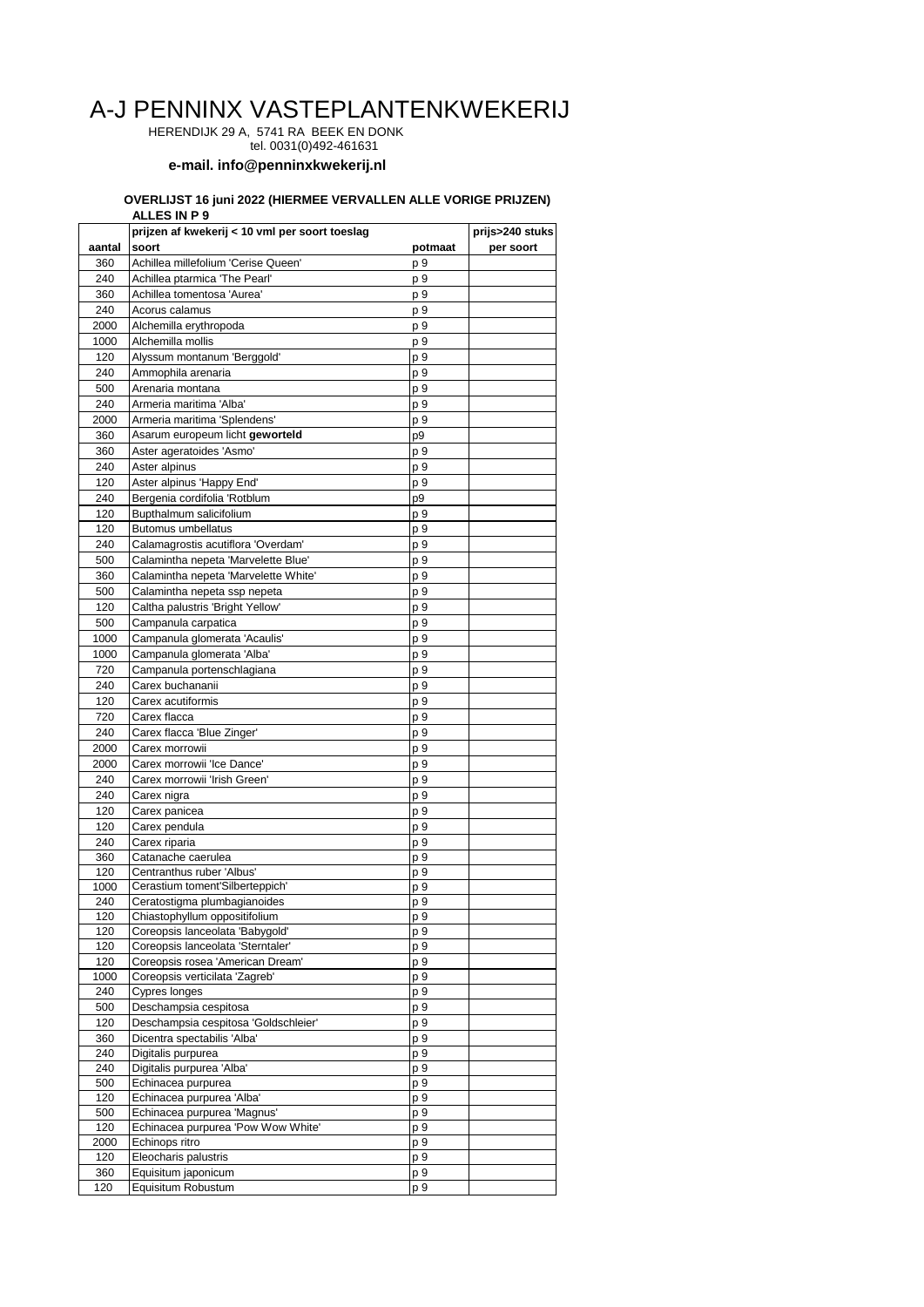# A-J PENNINX VASTEPLANTENKWEKERIJ

HERENDIJK 29 A, 5741 RA BEEK EN DONK
tel. 0031(0)492-461631

**e-mail. info@penninxkwekerij.nl**

**OVERLIJST 16 juni 2022 (HIERMEE VERVALLEN ALLE VORIGE PRIJZEN)**
**ALLES IN P 9**

| | **prijzen af kwekerij < 10 vml per soort toeslag** | | **prijs>240 stuks** |
|---|---|---|---|
| **aantal** | **soort** | **potmaat** | **per soort** |
| 360 | Achillea millefolium 'Cerise Queen' | p 9 | |
| 240 | Achillea ptarmica 'The Pearl' | p 9 | |
| 360 | Achillea tomentosa 'Aurea' | p 9 | |
| 240 | Acorus calamus | p 9 | |
| 2000 | Alchemilla erythropoda | p 9 | |
| 1000 | Alchemilla mollis | p 9 | |
| 120 | Alyssum montanum 'Berggold' | p 9 | |
| 240 | Ammophila arenaria | p 9 | |
| 500 | Arenaria montana | p 9 | |
| 240 | Armeria maritima 'Alba' | p 9 | |
| 2000 | Armeria maritima 'Splendens' | p 9 | |
| 360 | Asarum europeum licht **geworteld** | p9 | |
| 360 | Aster ageratoides 'Asmo' | p 9 | |
| 240 | Aster alpinus | p 9 | |
| 120 | Aster alpinus 'Happy End' | p 9 | |
| 240 | Bergenia cordifolia 'Rotblum | p9 | |
| 120 | Bupthalmum salicifolium | p 9 | |
| 120 | Butomus umbellatus | p 9 | |
| 240 | Calamagrostis acutiflora 'Overdam' | p 9 | |
| 500 | Calamintha nepeta 'Marvelette Blue' | p 9 | |
| 360 | Calamintha nepeta 'Marvelette White' | p 9 | |
| 500 | Calamintha nepeta ssp nepeta | p 9 | |
| 120 | Caltha palustris 'Bright Yellow' | p 9 | |
| 500 | Campanula carpatica | p 9 | |
| 1000 | Campanula glomerata 'Acaulis' | p 9 | |
| 1000 | Campanula glomerata 'Alba' | p 9 | |
| 720 | Campanula portenschlagiana | p 9 | |
| 240 | Carex buchananii | p 9 | |
| 120 | Carex acutiformis | p 9 | |
| 720 | Carex flacca | p 9 | |
| 240 | Carex flacca 'Blue Zinger' | p 9 | |
| 2000 | Carex morrowii | p 9 | |
| 2000 | Carex morrowii 'Ice Dance' | p 9 | |
| 240 | Carex morrowii 'Irish Green' | p 9 | |
| 240 | Carex nigra | p 9 | |
| 120 | Carex panicea | p 9 | |
| 120 | Carex pendula | p 9 | |
| 240 | Carex riparia | p 9 | |
| 360 | Catanache caerulea | p 9 | |
| 120 | Centranthus ruber 'Albus' | p 9 | |
| 1000 | Cerastium toment'Silberteppich' | p 9 | |
| 240 | Ceratostigma plumbagianoides | p 9 | |
| 120 | Chiastophyllum oppositifolium | p 9 | |
| 120 | Coreopsis lanceolata 'Babygold' | p 9 | |
| 120 | Coreopsis lanceolata 'Sterntaler' | p 9 | |
| 120 | Coreopsis rosea 'American Dream' | p 9 | |
| 1000 | Coreopsis verticilata 'Zagreb' | p 9 | |
| 240 | Cypres longes | p 9 | |
| 500 | Deschampsia cespitosa | p 9 | |
| 120 | Deschampsia cespitosa 'Goldschleier' | p 9 | |
| 360 | Dicentra spectabilis 'Alba' | p 9 | |
| 240 | Digitalis purpurea | p 9 | |
| 240 | Digitalis purpurea 'Alba' | p 9 | |
| 500 | Echinacea purpurea | p 9 | |
| 120 | Echinacea purpurea 'Alba' | p 9 | |
| 500 | Echinacea purpurea 'Magnus' | p 9 | |
| 120 | Echinacea purpurea 'Pow Wow White' | p 9 | |
| 2000 | Echinops ritro | p 9 | |
| 120 | Eleocharis palustris | p 9 | |
| 360 | Equisitum japonicum | p 9 | |
| 120 | Equisitum Robustum | p 9 | |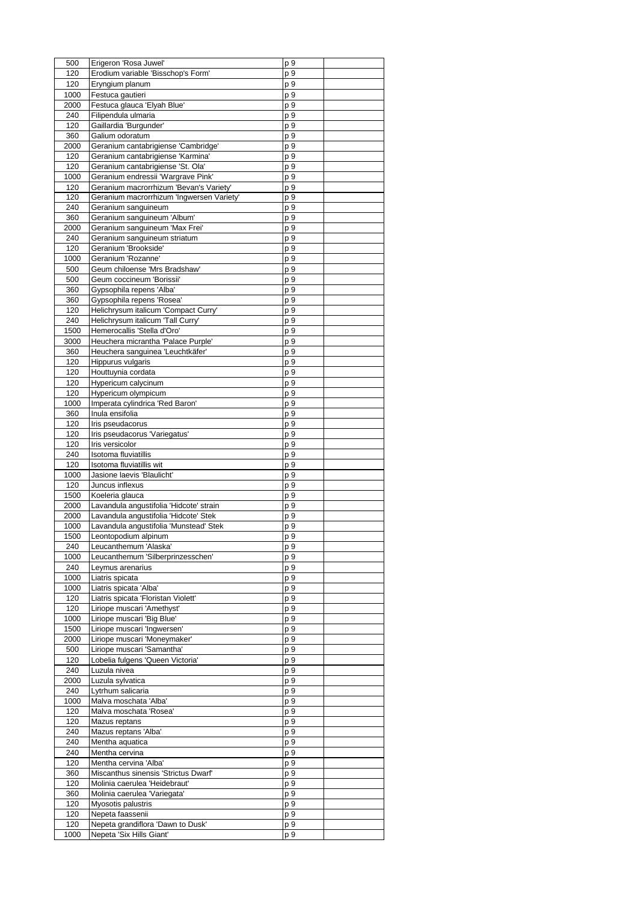| 500 | Erigeron 'Rosa Juwel' | p 9 | |
|---|---|---|---|
| 120 | Erodium variable 'Bisschop's Form' | p 9 | |
| 120 | Eryngium planum | p 9 | |
| 1000 | Festuca gautieri | p 9 | |
| 2000 | Festuca glauca 'Elyah Blue' | p 9 | |
| 240 | Filipendula ulmaria | p 9 | |
| 120 | Gaillardia 'Burgunder' | p 9 | |
| 360 | Galium odoratum | p 9 | |
| 2000 | Geranium cantabrigiense 'Cambridge' | p 9 | |
| 120 | Geranium cantabrigiense 'Karmina' | p 9 | |
| 120 | Geranium cantabrigiense 'St. Ola' | p 9 | |
| 1000 | Geranium endressii 'Wargrave Pink' | p 9 | |
| 120 | Geranium macrorrhizum 'Bevan's Variety' | p 9 | |
| 120 | Geranium macrorrhizum 'Ingwersen Variety' | p 9 | |
| 240 | Geranium sanguineum | p 9 | |
| 360 | Geranium sanguineum 'Album' | p 9 | |
| 2000 | Geranium sanguineum 'Max Frei' | p 9 | |
| 240 | Geranium sanguineum striatum | p 9 | |
| 120 | Geranium 'Brookside' | p 9 | |
| 1000 | Geranium 'Rozanne' | p 9 | |
| 500 | Geum chiloense 'Mrs Bradshaw' | p 9 | |
| 500 | Geum coccineum 'Borissii' | p 9 | |
| 360 | Gypsophila repens 'Alba' | p 9 | |
| 360 | Gypsophila repens 'Rosea' | p 9 | |
| 120 | Helichrysum italicum 'Compact Curry' | p 9 | |
| 240 | Helichrysum italicum 'Tall Curry' | p 9 | |
| 1500 | Hemerocallis 'Stella d'Oro' | p 9 | |
| 3000 | Heuchera micrantha 'Palace Purple' | p 9 | |
| 360 | Heuchera sanguinea 'Leuchtkäfer' | p 9 | |
| 120 | Hippurus vulgaris | p 9 | |
| 120 | Houttuynia cordata | p 9 | |
| 120 | Hypericum calycinum | p 9 | |
| 120 | Hypericum olympicum | p 9 | |
| 1000 | Imperata cylindrica 'Red Baron' | p 9 | |
| 360 | Inula ensifolia | p 9 | |
| 120 | Iris pseudacorus | p 9 | |
| 120 | Iris pseudacorus 'Variegatus' | p 9 | |
| 120 | Iris versicolor | p 9 | |
| 240 | Isotoma fluviatillis | p 9 | |
| 120 | Isotoma fluviatillis wit | p 9 | |
| 1000 | Jasione laevis 'Blaulicht' | p 9 | |
| 120 | Juncus inflexus | p 9 | |
| 1500 | Koeleria glauca | p 9 | |
| 2000 | Lavandula angustifolia 'Hidcote' strain | p 9 | |
| 2000 | Lavandula angustifolia 'Hidcote' Stek | p 9 | |
| 1000 | Lavandula angustifolia 'Munstead' Stek | p 9 | |
| 1500 | Leontopodium alpinum | p 9 | |
| 240 | Leucanthemum 'Alaska' | p 9 | |
| 1000 | Leucanthemum 'Silberprinzesschen' | p 9 | |
| 240 | Leymus arenarius | p 9 | |
| 1000 | Liatris spicata | p 9 | |
| 1000 | Liatris spicata 'Alba' | p 9 | |
| 120 | Liatris spicata 'Floristan Violett' | p 9 | |
| 120 | Liriope muscari 'Amethyst' | p 9 | |
| 1000 | Liriope muscari 'Big Blue' | p 9 | |
| 1500 | Liriope muscari 'Ingwersen' | p 9 | |
| 2000 | Liriope muscari 'Moneymaker' | p 9 | |
| 500 | Liriope muscari 'Samantha' | p 9 | |
| 120 | Lobelia fulgens 'Queen Victoria' | p 9 | |
| 240 | Luzula nivea | p 9 | |
| 2000 | Luzula sylvatica | p 9 | |
| 240 | Lytrhum salicaria | p 9 | |
| 1000 | Malva moschata 'Alba' | p 9 | |
| 120 | Malva moschata 'Rosea' | p 9 | |
| 120 | Mazus reptans | p 9 | |
| 240 | Mazus reptans 'Alba' | p 9 | |
| 240 | Mentha aquatica | p 9 | |
| 240 | Mentha cervina | p 9 | |
| 120 | Mentha cervina 'Alba' | p 9 | |
| 360 | Miscanthus sinensis 'Strictus Dwarf' | p 9 | |
| 120 | Molinia caerulea 'Heidebraut' | p 9 | |
| 360 | Molinia caerulea 'Variegata' | p 9 | |
| 120 | Myosotis palustris | p 9 | |
| 120 | Nepeta faassenii | p 9 | |
| 120 | Nepeta grandiflora 'Dawn to Dusk' | p 9 | |
| 1000 | Nepeta 'Six Hills Giant' | p 9 | |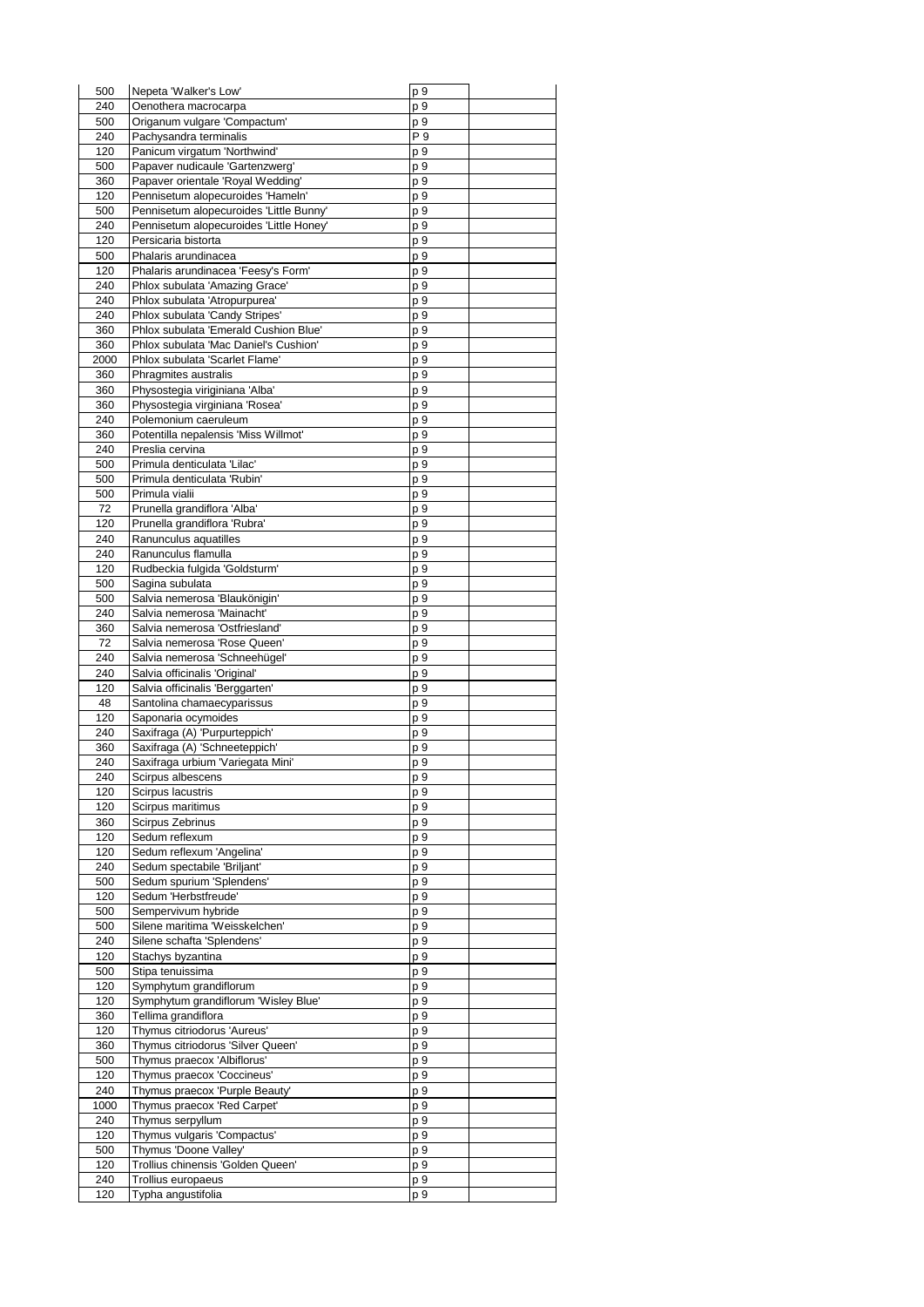| | | | |
|---|---|---|---|
| 500 | Nepeta 'Walker's Low' | p 9 | |
| 240 | Oenothera macrocarpa | p 9 | |
| 500 | Origanum vulgare 'Compactum' | p 9 | |
| 240 | Pachysandra terminalis | P 9 | |
| 120 | Panicum virgatum 'Northwind' | p 9 | |
| 500 | Papaver nudicaule 'Gartenzwerg' | p 9 | |
| 360 | Papaver orientale 'Royal Wedding' | p 9 | |
| 120 | Pennisetum alopecuroides 'Hameln' | p 9 | |
| 500 | Pennisetum alopecuroides 'Little Bunny' | p 9 | |
| 240 | Pennisetum alopecuroides 'Little Honey' | p 9 | |
| 120 | Persicaria bistorta | p 9 | |
| 500 | Phalaris arundinacea | p 9 | |
| 120 | Phalaris arundinacea 'Feesy's Form' | p 9 | |
| 240 | Phlox subulata 'Amazing Grace' | p 9 | |
| 240 | Phlox subulata 'Atropurpurea' | p 9 | |
| 240 | Phlox subulata 'Candy Stripes' | p 9 | |
| 360 | Phlox subulata 'Emerald Cushion Blue' | p 9 | |
| 360 | Phlox subulata 'Mac Daniel's Cushion' | p 9 | |
| 2000 | Phlox subulata 'Scarlet Flame' | p 9 | |
| 360 | Phragmites australis | p 9 | |
| 360 | Physostegia viriginiana 'Alba' | p 9 | |
| 360 | Physostegia virginiana 'Rosea' | p 9 | |
| 240 | Polemonium caeruleum | p 9 | |
| 360 | Potentilla nepalensis 'Miss Willmot' | p 9 | |
| 240 | Preslia cervina | p 9 | |
| 500 | Primula denticulata 'Lilac' | p 9 | |
| 500 | Primula denticulata 'Rubin' | p 9 | |
| 500 | Primula vialii | p 9 | |
| 72 | Prunella grandiflora 'Alba' | p 9 | |
| 120 | Prunella grandiflora 'Rubra' | p 9 | |
| 240 | Ranunculus aquatilles | p 9 | |
| 240 | Ranunculus flamulla | p 9 | |
| 120 | Rudbeckia fulgida 'Goldsturm' | p 9 | |
| 500 | Sagina subulata | p 9 | |
| 500 | Salvia nemerosa 'Blaukönigin' | p 9 | |
| 240 | Salvia nemerosa 'Mainacht' | p 9 | |
| 360 | Salvia nemerosa 'Ostfriesland' | p 9 | |
| 72 | Salvia nemerosa 'Rose Queen' | p 9 | |
| 240 | Salvia nemerosa 'Schneehügel' | p 9 | |
| 240 | Salvia officinalis 'Original' | p 9 | |
| 120 | Salvia officinalis 'Berggarten' | p 9 | |
| 48 | Santolina chamaecyparissus | p 9 | |
| 120 | Saponaria ocymoides | p 9 | |
| 240 | Saxifraga (A) 'Purpurteppich' | p 9 | |
| 360 | Saxifraga (A) 'Schneeteppich' | p 9 | |
| 240 | Saxifraga urbium 'Variegata Mini' | p 9 | |
| 240 | Scirpus albescens | p 9 | |
| 120 | Scirpus lacustris | p 9 | |
| 120 | Scirpus maritimus | p 9 | |
| 360 | Scirpus Zebrinus | p 9 | |
| 120 | Sedum reflexum | p 9 | |
| 120 | Sedum reflexum 'Angelina' | p 9 | |
| 240 | Sedum spectabile 'Briljant' | p 9 | |
| 500 | Sedum spurium 'Splendens' | p 9 | |
| 120 | Sedum 'Herbstfreude' | p 9 | |
| 500 | Sempervivum hybride | p 9 | |
| 500 | Silene maritima 'Weisskelchen' | p 9 | |
| 240 | Silene schafta 'Splendens' | p 9 | |
| 120 | Stachys byzantina | p 9 | |
| 500 | Stipa tenuissima | p 9 | |
| 120 | Symphytum grandiflorum | p 9 | |
| 120 | Symphytum grandiflorum 'Wisley Blue' | p 9 | |
| 360 | Tellima grandiflora | p 9 | |
| 120 | Thymus citriodorus 'Aureus' | p 9 | |
| 360 | Thymus citriodorus 'Silver Queen' | p 9 | |
| 500 | Thymus praecox 'Albiflorus' | p 9 | |
| 120 | Thymus praecox 'Coccineus' | p 9 | |
| 240 | Thymus praecox 'Purple Beauty' | p 9 | |
| 1000 | Thymus praecox 'Red Carpet' | p 9 | |
| 240 | Thymus serpyllum | p 9 | |
| 120 | Thymus vulgaris 'Compactus' | p 9 | |
| 500 | Thymus 'Doone Valley' | p 9 | |
| 120 | Trollius chinensis 'Golden Queen' | p 9 | |
| 240 | Trollius europaeus | p 9 | |
| 120 | Typha angustifolia | p 9 | |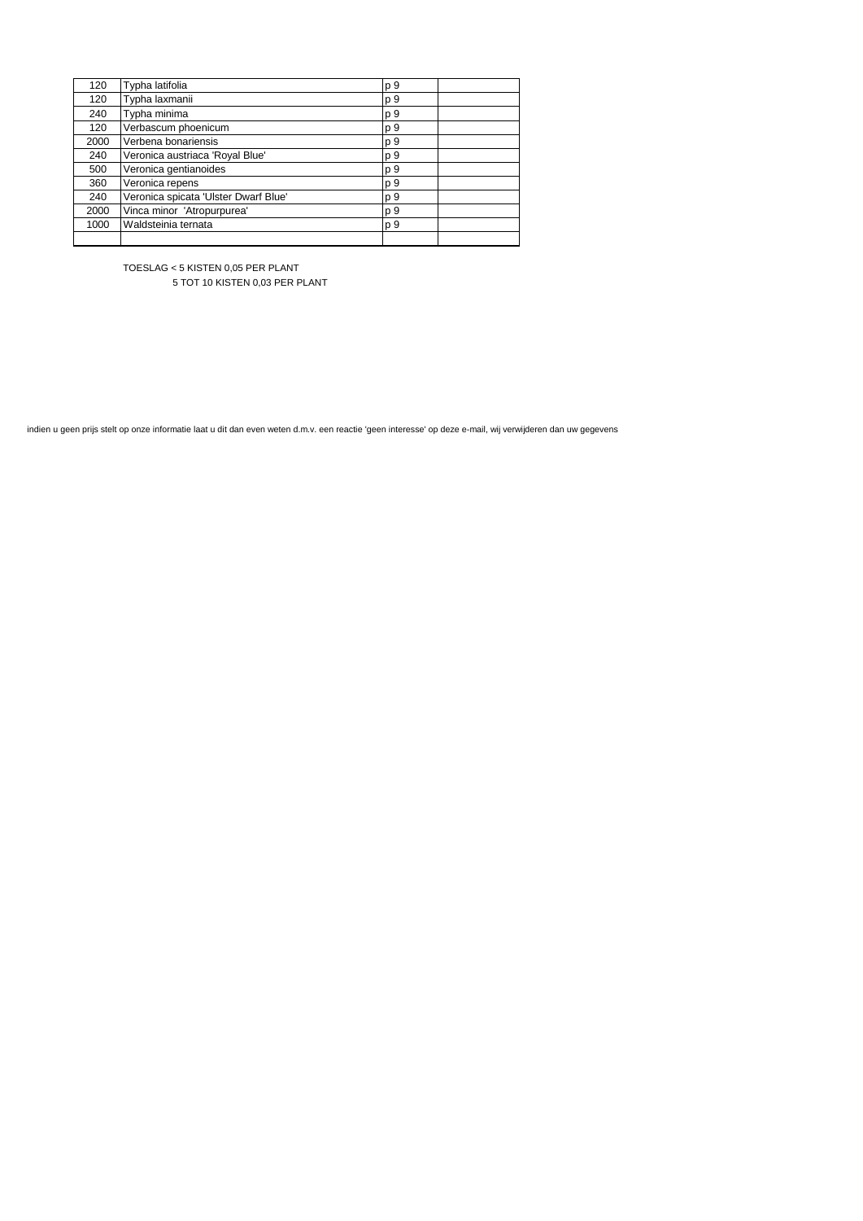| | | | |
|---|---|---|---|
| 120 | Typha latifolia | p 9 | |
| 120 | Typha laxmanii | p 9 | |
| 240 | Typha minima | p 9 | |
| 120 | Verbascum phoenicum | p 9 | |
| 2000 | Verbena bonariensis | p 9 | |
| 240 | Veronica austriaca 'Royal Blue' | p 9 | |
| 500 | Veronica gentianoides | p 9 | |
| 360 | Veronica repens | p 9 | |
| 240 | Veronica spicata 'Ulster Dwarf Blue' | p 9 | |
| 2000 | Vinca minor 'Atropurpurea' | p 9 | |
| 1000 | Waldsteinia ternata | p 9 | |
| | | | |

TOESLAG < 5 KISTEN 0,05 PER PLANT
5 TOT 10 KISTEN 0,03 PER PLANT

indien u geen prijs stelt op onze informatie laat u dit dan even weten d.m.v. een reactie 'geen interesse' op deze e-mail, wij verwijderen dan uw gegevens